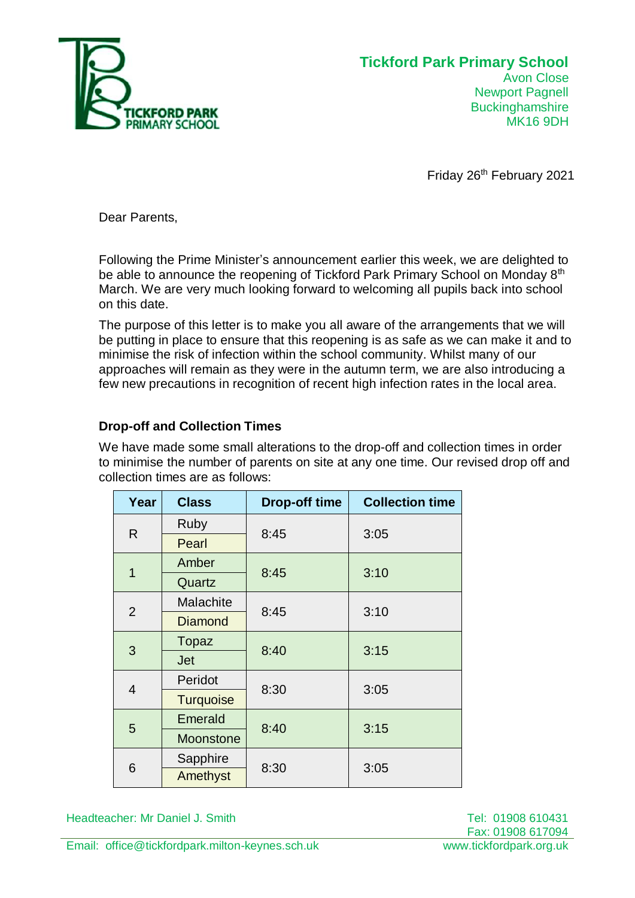**Tickford Park Primary School**
Avon Close
Newport Pagnell
Buckinghamshire
MK16 9DH

Friday 26th February 2021

Dear Parents,

Following the Prime Minister's announcement earlier this week, we are delighted to be able to announce the reopening of Tickford Park Primary School on Monday 8th March. We are very much looking forward to welcoming all pupils back into school on this date.

The purpose of this letter is to make you all aware of the arrangements that we will be putting in place to ensure that this reopening is as safe as we can make it and to minimise the risk of infection within the school community. Whilst many of our approaches will remain as they were in the autumn term, we are also introducing a few new precautions in recognition of recent high infection rates in the local area.

### Drop-off and Collection Times

We have made some small alterations to the drop-off and collection times in order to minimise the number of parents on site at any one time. Our revised drop off and collection times are as follows:

| Year | Class | Drop-off time | Collection time |
|---|---|---|---|
| R | Ruby | 8:45 | 3:05 |
| | Pearl | | |
| 1 | Amber | 8:45 | 3:10 |
| | Quartz | | |
| 2 | Malachite | 8:45 | 3:10 |
| | Diamond | | |
| 3 | Topaz | 8:40 | 3:15 |
| | Jet | | |
| 4 | Peridot | 8:30 | 3:05 |
| | Turquoise | | |
| 5 | Emerald | 8:40 | 3:15 |
| | Moonstone | | |
| 6 | Sapphire | 8:30 | 3:05 |
| | Amethyst | | |

Headteacher: Mr Daniel J. Smith
Tel: 01908 610431
Fax: 01908 617094
Email: office@tickfordpark.milton-keynes.sch.uk
www.tickfordpark.org.uk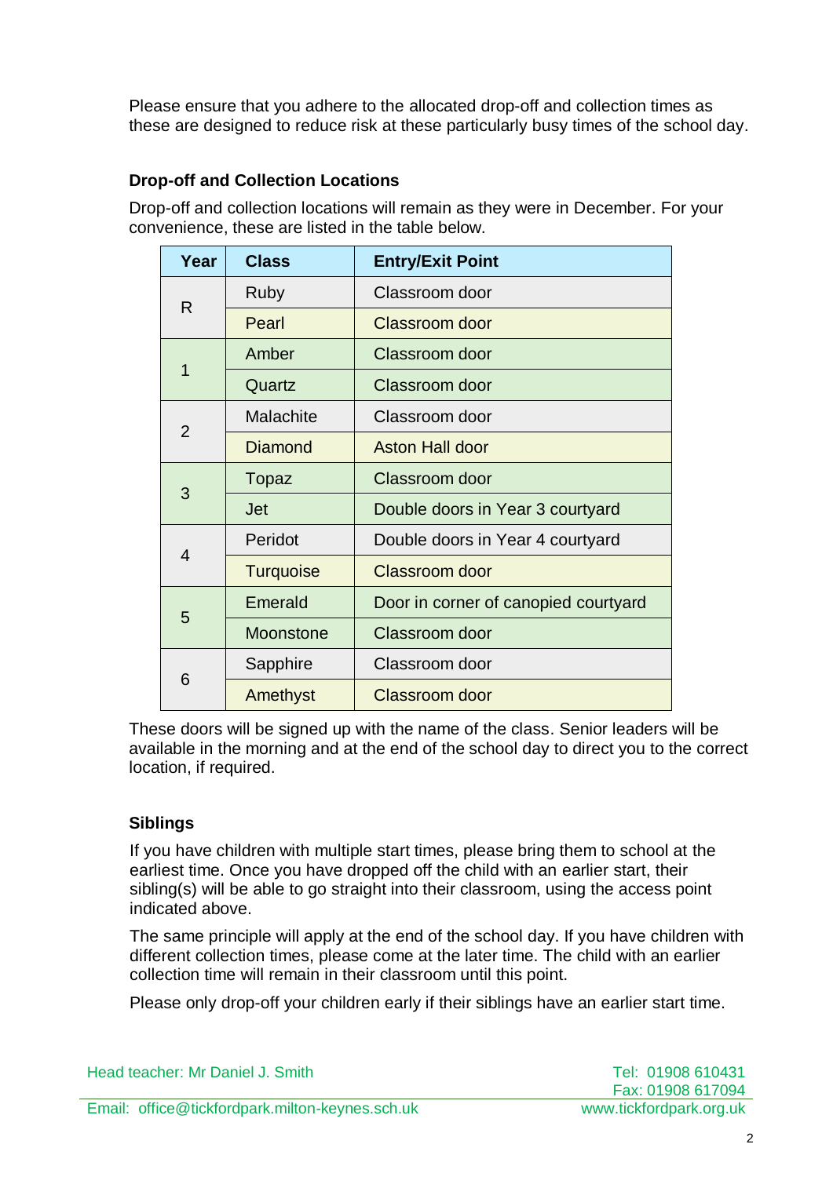Please ensure that you adhere to the allocated drop-off and collection times as these are designed to reduce risk at these particularly busy times of the school day.

### Drop-off and Collection Locations

Drop-off and collection locations will remain as they were in December. For your convenience, these are listed in the table below.

| Year | Class | Entry/Exit Point |
|---|---|---|
| R | Ruby | Classroom door |
| | Pearl | Classroom door |
| 1 | Amber | Classroom door |
| | Quartz | Classroom door |
| 2 | Malachite | Classroom door |
| | Diamond | Aston Hall door |
| 3 | Topaz | Classroom door |
| | Jet | Double doors in Year 3 courtyard |
| 4 | Peridot | Double doors in Year 4 courtyard |
| | Turquoise | Classroom door |
| 5 | Emerald | Door in corner of canopied courtyard |
| | Moonstone | Classroom door |
| 6 | Sapphire | Classroom door |
| | Amethyst | Classroom door |

These doors will be signed up with the name of the class. Senior leaders will be available in the morning and at the end of the school day to direct you to the correct location, if required.

### Siblings

If you have children with multiple start times, please bring them to school at the earliest time. Once you have dropped off the child with an earlier start, their sibling(s) will be able to go straight into their classroom, using the access point indicated above.

The same principle will apply at the end of the school day. If you have children with different collection times, please come at the later time. The child with an earlier collection time will remain in their classroom until this point.

Please only drop-off your children early if their siblings have an earlier start time.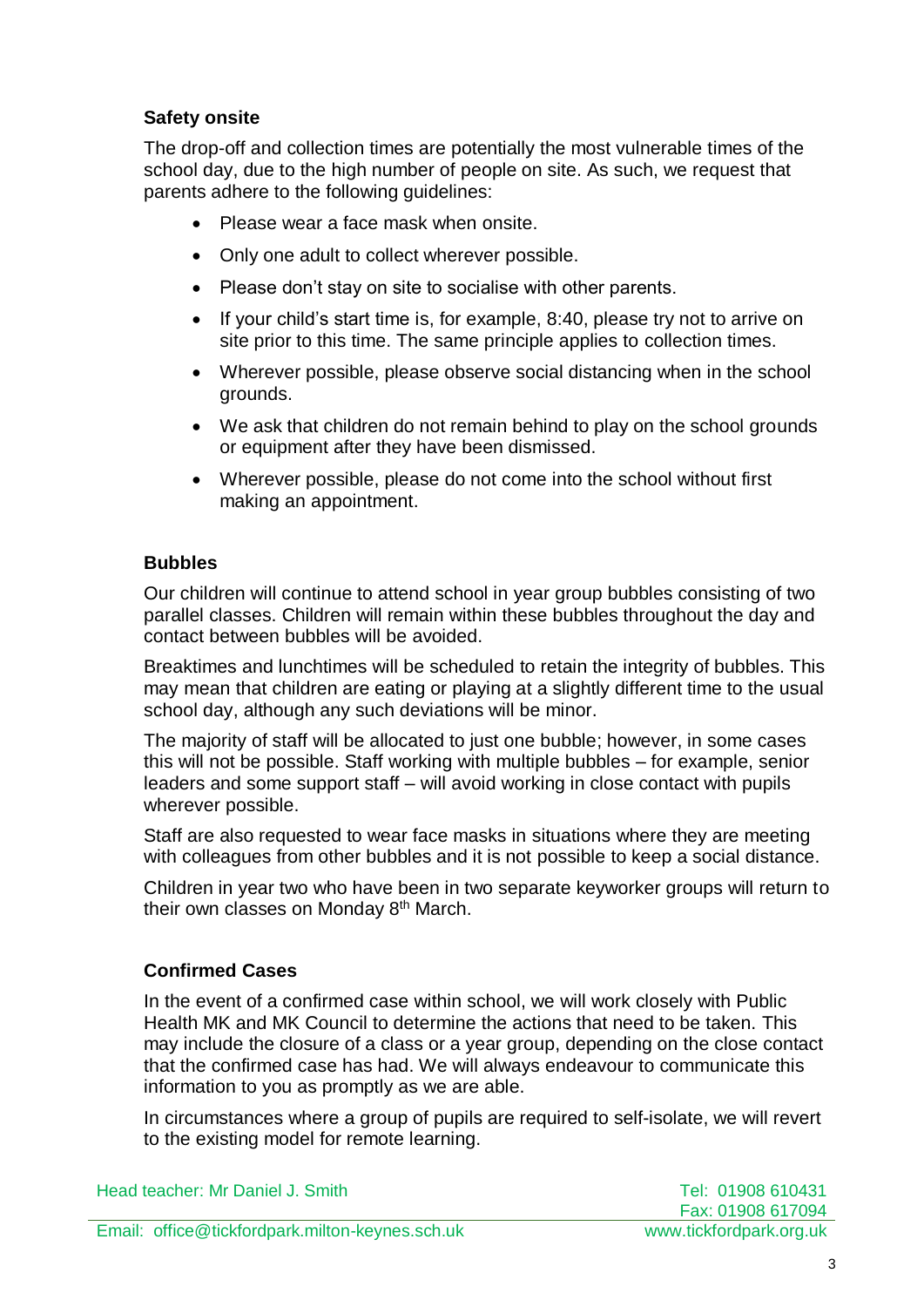### Safety onsite

The drop-off and collection times are potentially the most vulnerable times of the school day, due to the high number of people on site. As such, we request that parents adhere to the following guidelines:

- Please wear a face mask when onsite.
- Only one adult to collect wherever possible.
- Please don't stay on site to socialise with other parents.
- If your child's start time is, for example, 8:40, please try not to arrive on site prior to this time. The same principle applies to collection times.
- Wherever possible, please observe social distancing when in the school grounds.
- We ask that children do not remain behind to play on the school grounds or equipment after they have been dismissed.
- Wherever possible, please do not come into the school without first making an appointment.

### Bubbles

Our children will continue to attend school in year group bubbles consisting of two parallel classes. Children will remain within these bubbles throughout the day and contact between bubbles will be avoided.

Breaktimes and lunchtimes will be scheduled to retain the integrity of bubbles. This may mean that children are eating or playing at a slightly different time to the usual school day, although any such deviations will be minor.

The majority of staff will be allocated to just one bubble; however, in some cases this will not be possible. Staff working with multiple bubbles – for example, senior leaders and some support staff – will avoid working in close contact with pupils wherever possible.

Staff are also requested to wear face masks in situations where they are meeting with colleagues from other bubbles and it is not possible to keep a social distance.

Children in year two who have been in two separate keyworker groups will return to their own classes on Monday 8th March.

### Confirmed Cases

In the event of a confirmed case within school, we will work closely with Public Health MK and MK Council to determine the actions that need to be taken. This may include the closure of a class or a year group, depending on the close contact that the confirmed case has had. We will always endeavour to communicate this information to you as promptly as we are able.

In circumstances where a group of pupils are required to self-isolate, we will revert to the existing model for remote learning.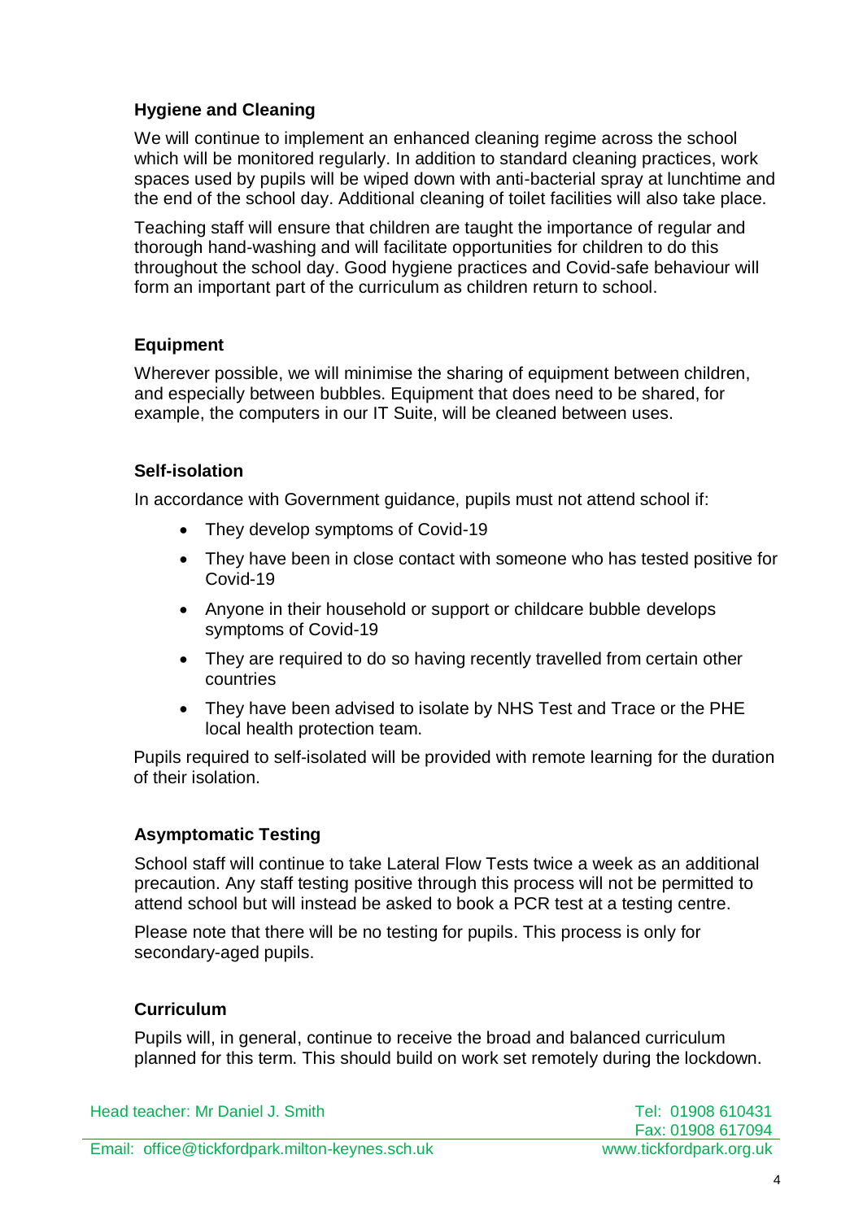### Hygiene and Cleaning

We will continue to implement an enhanced cleaning regime across the school which will be monitored regularly. In addition to standard cleaning practices, work spaces used by pupils will be wiped down with anti-bacterial spray at lunchtime and the end of the school day. Additional cleaning of toilet facilities will also take place.

Teaching staff will ensure that children are taught the importance of regular and thorough hand-washing and will facilitate opportunities for children to do this throughout the school day. Good hygiene practices and Covid-safe behaviour will form an important part of the curriculum as children return to school.

### Equipment

Wherever possible, we will minimise the sharing of equipment between children, and especially between bubbles. Equipment that does need to be shared, for example, the computers in our IT Suite, will be cleaned between uses.

### Self-isolation

In accordance with Government guidance, pupils must not attend school if:

- They develop symptoms of Covid-19
- They have been in close contact with someone who has tested positive for Covid-19
- Anyone in their household or support or childcare bubble develops symptoms of Covid-19
- They are required to do so having recently travelled from certain other countries
- They have been advised to isolate by NHS Test and Trace or the PHE local health protection team.

Pupils required to self-isolated will be provided with remote learning for the duration of their isolation.

### Asymptomatic Testing

School staff will continue to take Lateral Flow Tests twice a week as an additional precaution. Any staff testing positive through this process will not be permitted to attend school but will instead be asked to book a PCR test at a testing centre.

Please note that there will be no testing for pupils. This process is only for secondary-aged pupils.

### Curriculum

Pupils will, in general, continue to receive the broad and balanced curriculum planned for this term. This should build on work set remotely during the lockdown.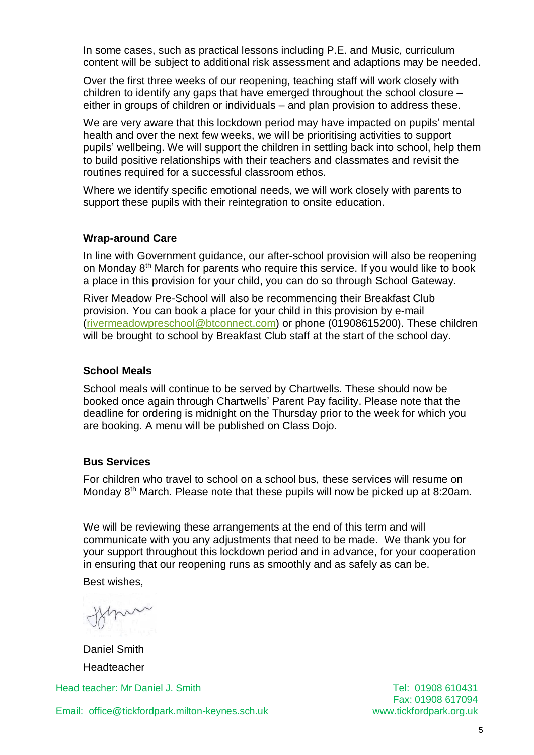In some cases, such as practical lessons including P.E. and Music, curriculum content will be subject to additional risk assessment and adaptions may be needed.

Over the first three weeks of our reopening, teaching staff will work closely with children to identify any gaps that have emerged throughout the school closure – either in groups of children or individuals – and plan provision to address these.

We are very aware that this lockdown period may have impacted on pupils' mental health and over the next few weeks, we will be prioritising activities to support pupils' wellbeing. We will support the children in settling back into school, help them to build positive relationships with their teachers and classmates and revisit the routines required for a successful classroom ethos.

Where we identify specific emotional needs, we will work closely with parents to support these pupils with their reintegration to onsite education.

**Wrap-around Care**

In line with Government guidance, our after-school provision will also be reopening on Monday 8th March for parents who require this service. If you would like to book a place in this provision for your child, you can do so through School Gateway.

River Meadow Pre-School will also be recommencing their Breakfast Club provision. You can book a place for your child in this provision by e-mail (rivermeadowpreschool@btconnect.com) or phone (01908615200). These children will be brought to school by Breakfast Club staff at the start of the school day.

**School Meals**

School meals will continue to be served by Chartwells. These should now be booked once again through Chartwells' Parent Pay facility. Please note that the deadline for ordering is midnight on the Thursday prior to the week for which you are booking. A menu will be published on Class Dojo.

**Bus Services**

For children who travel to school on a school bus, these services will resume on Monday 8th March. Please note that these pupils will now be picked up at 8:20am.

We will be reviewing these arrangements at the end of this term and will communicate with you any adjustments that need to be made. We thank you for your support throughout this lockdown period and in advance, for your cooperation in ensuring that our reopening runs as smoothly and as safely as can be.

Best wishes,

Daniel Smith

Headteacher

Head teacher: Mr Daniel J. Smith

Tel: 01908 610431

Fax: 01908 617094

Email: office@tickfordpark.milton-keynes.sch.uk

www.tickfordpark.org.uk